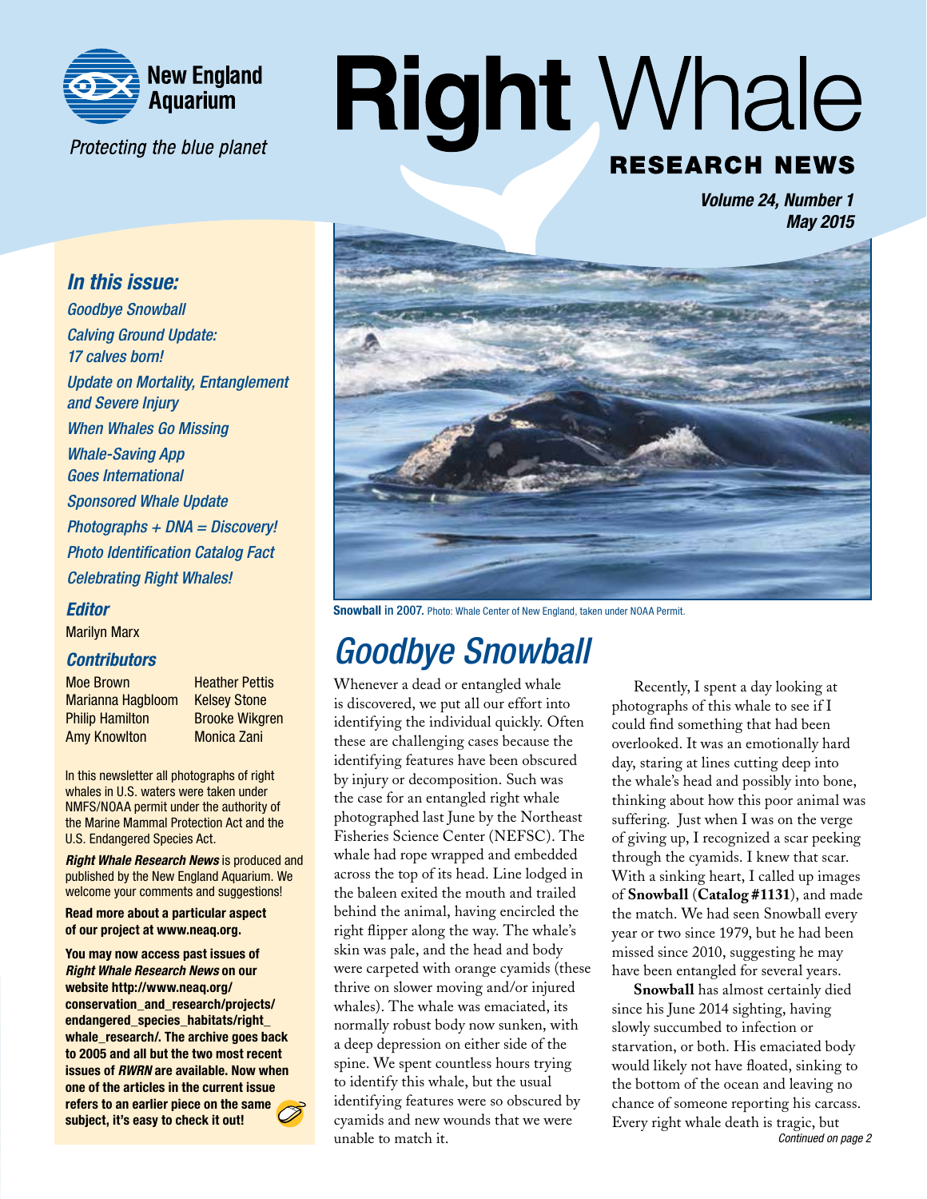New England Aquarium

*Protecting the blue planet*

# Right Whale

## RESEARCH NEWS

***Volume 24, Number 1***
***May 2015***

### *In this issue:*

*Goodbye Snowball*
*Calving Ground Update: 17 calves born!*
*Update on Mortality, Entanglement and Severe Injury*
*When Whales Go Missing*
*Whale-Saving App Goes International*
*Sponsored Whale Update*
*Photographs + DNA = Discovery!*
*Photo Identification Catalog Fact*
*Celebrating Right Whales!*

### *Editor*

Marilyn Marx

### *Contributors*

Moe Brown
Marianna Hagbloom
Philip Hamilton
Amy Knowlton
Heather Pettis
Kelsey Stone
Brooke Wikgren
Monica Zani

In this newsletter all photographs of right whales in U.S. waters were taken under NMFS/NOAA permit under the authority of the Marine Mammal Protection Act and the U.S. Endangered Species Act.

***Right Whale Research News*** is produced and published by the New England Aquarium. We welcome your comments and suggestions!

**Read more about a particular aspect of our project at www.neaq.org.**

**You may now access past issues of *Right Whale Research News* on our website http://www.neaq.org/conservation_and_research/projects/endangered_species_habitats/right_whale_research/. The archive goes back to 2005 and all but the two most recent issues of *RWRN* are available. Now when one of the articles in the current issue refers to an earlier piece on the same subject, it's easy to check it out!**

**Snowball** in 2007. Photo: Whale Center of New England, taken under NOAA Permit.

# *Goodbye Snowball*

Whenever a dead or entangled whale is discovered, we put all our effort into identifying the individual quickly. Often these are challenging cases because the identifying features have been obscured by injury or decomposition. Such was the case for an entangled right whale photographed last June by the Northeast Fisheries Science Center (NEFSC). The whale had rope wrapped and embedded across the top of its head. Line lodged in the baleen exited the mouth and trailed behind the animal, having encircled the right flipper along the way. The whale's skin was pale, and the head and body were carpeted with orange cyamids (these thrive on slower moving and/or injured whales). The whale was emaciated, its normally robust body now sunken, with a deep depression on either side of the spine. We spent countless hours trying to identify this whale, but the usual identifying features were so obscured by cyamids and new wounds that we were unable to match it.

Recently, I spent a day looking at photographs of this whale to see if I could find something that had been overlooked. It was an emotionally hard day, staring at lines cutting deep into the whale's head and possibly into bone, thinking about how this poor animal was suffering. Just when I was on the verge of giving up, I recognized a scar peeking through the cyamids. I knew that scar. With a sinking heart, I called up images of **Snowball** (**Catalog #1131**), and made the match. We had seen Snowball every year or two since 1979, but he had been missed since 2010, suggesting he may have been entangled for several years.

**Snowball** has almost certainly died since his June 2014 sighting, having slowly succumbed to infection or starvation, or both. His emaciated body would likely not have floated, sinking to the bottom of the ocean and leaving no chance of someone reporting his carcass. Every right whale death is tragic, but

*Continued on page 2*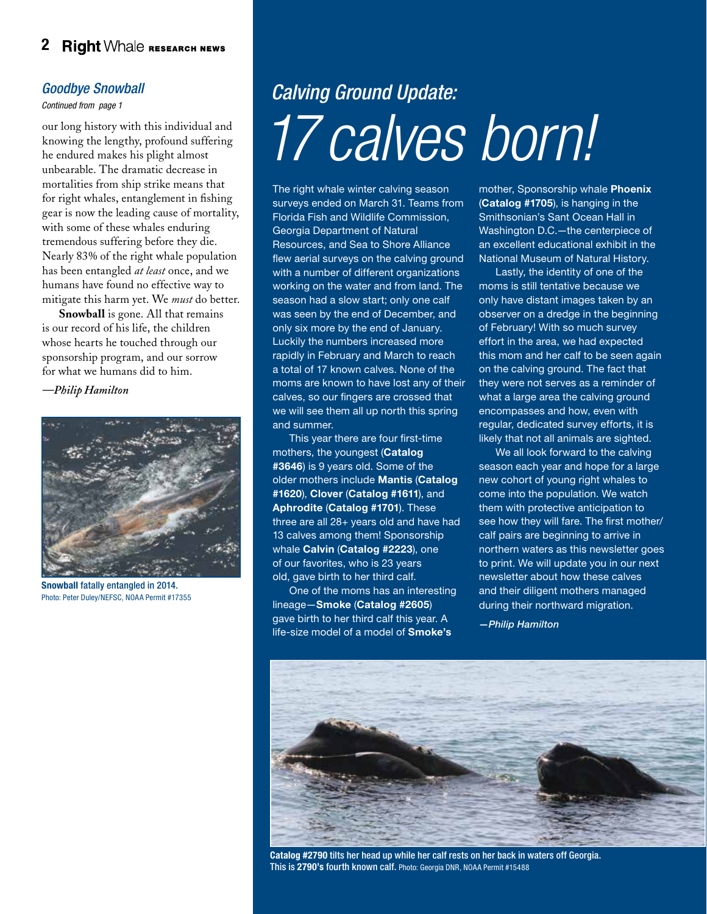## *Goodbye Snowball*

*Continued from page 1*

our long history with this individual and knowing the lengthy, profound suffering he endured makes his plight almost unbearable. The dramatic decrease in mortalities from ship strike means that for right whales, entanglement in fishing gear is now the leading cause of mortality, with some of these whales enduring tremendous suffering before they die. Nearly 83% of the right whale population has been entangled *at least* once, and we humans have found no effective way to mitigate this harm yet. We *must* do better.

**Snowball** is gone. All that remains is our record of his life, the children whose hearts he touched through our sponsorship program, and our sorrow for what we humans did to him.

*—Philip Hamilton*

**Snowball** fatally entangled in 2014. Photo: Peter Duley/NEFSC, NOAA Permit #17355

# *Calving Ground Update: 17 calves born!*

The right whale winter calving season surveys ended on March 31. Teams from Florida Fish and Wildlife Commission, Georgia Department of Natural Resources, and Sea to Shore Alliance flew aerial surveys on the calving ground with a number of different organizations working on the water and from land. The season had a slow start; only one calf was seen by the end of December, and only six more by the end of January. Luckily the numbers increased more rapidly in February and March to reach a total of 17 known calves. None of the moms are known to have lost any of their calves, so our fingers are crossed that we will see them all up north this spring and summer.

This year there are four first-time mothers, the youngest (**Catalog #3646**) is 9 years old. Some of the older mothers include **Mantis** (**Catalog #1620**), **Clover** (**Catalog #1611**), and **Aphrodite** (**Catalog #1701**). These three are all 28+ years old and have had 13 calves among them! Sponsorship whale **Calvin** (**Catalog #2223**), one of our favorites, who is 23 years old, gave birth to her third calf.

One of the moms has an interesting lineage—**Smoke** (**Catalog #2605**) gave birth to her third calf this year. A life-size model of a model of **Smoke's** mother, Sponsorship whale **Phoenix** (**Catalog #1705**), is hanging in the Smithsonian's Sant Ocean Hall in Washington D.C.—the centerpiece of an excellent educational exhibit in the National Museum of Natural History.

Lastly, the identity of one of the moms is still tentative because we only have distant images taken by an observer on a dredge in the beginning of February! With so much survey effort in the area, we had expected this mom and her calf to be seen again on the calving ground. The fact that they were not serves as a reminder of what a large area the calving ground encompasses and how, even with regular, dedicated survey efforts, it is likely that not all animals are sighted.

We all look forward to the calving season each year and hope for a large new cohort of young right whales to come into the population. We watch them with protective anticipation to see how they will fare. The first mother/calf pairs are beginning to arrive in northern waters as this newsletter goes to print. We will update you in our next newsletter about how these calves and their diligent mothers managed during their northward migration.

*—Philip Hamilton*

**Catalog #2790 tilts her head up while her calf rests on her back in waters off Georgia. This is 2790's fourth known calf.** Photo: Georgia DNR, NOAA Permit #15488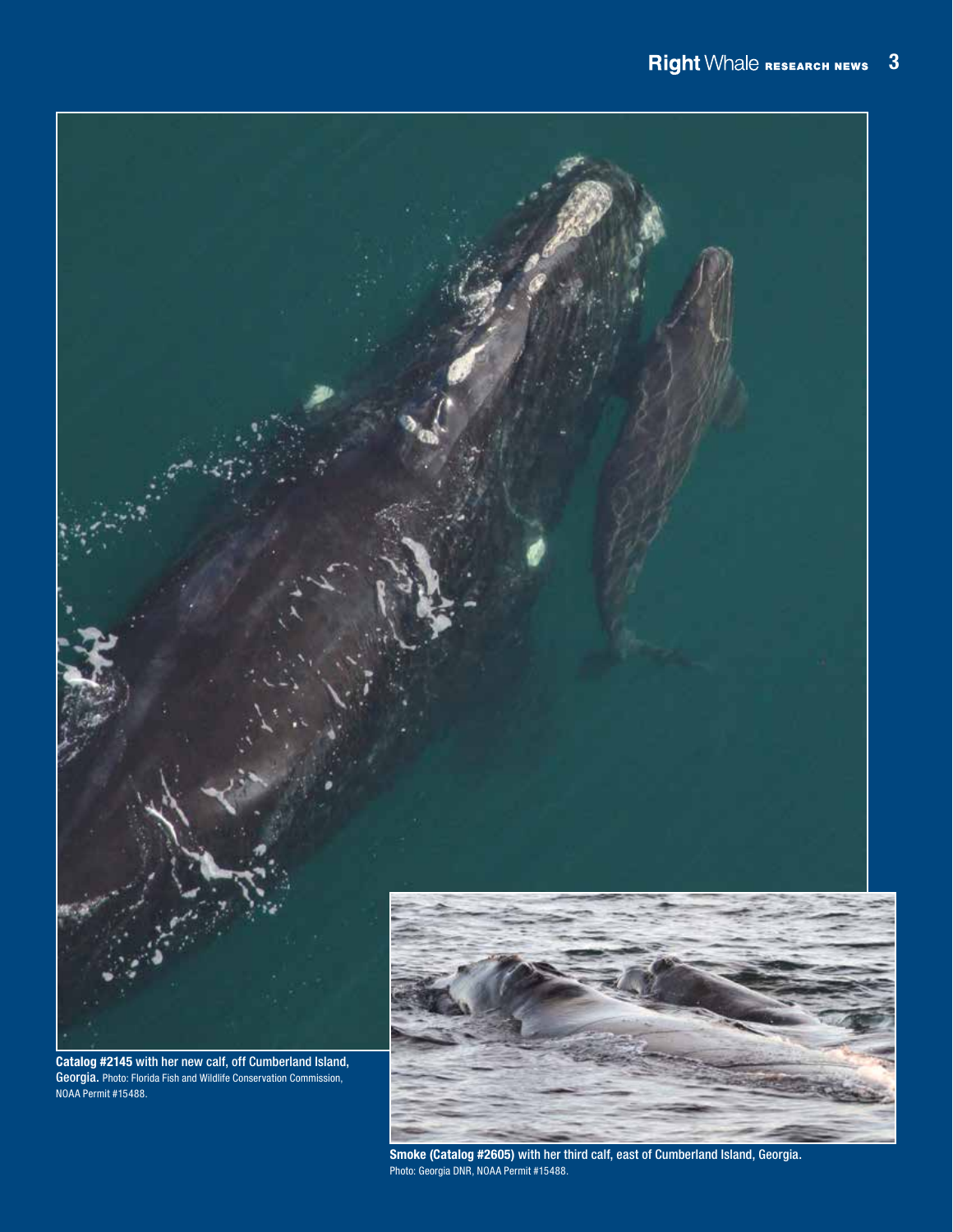**Catalog #2145** with her new calf, off Cumberland Island, Georgia. Photo: Florida Fish and Wildlife Conservation Commission, NOAA Permit #15488.

**Smoke (Catalog #2605)** with her third calf, east of Cumberland Island, Georgia. Photo: Georgia DNR, NOAA Permit #15488.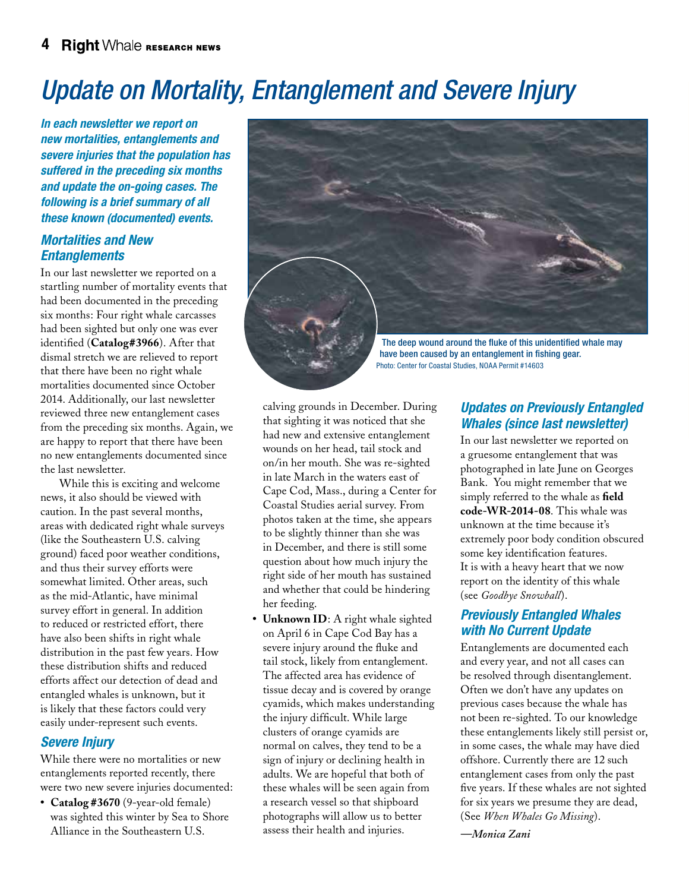# Update on Mortality, Entanglement and Severe Injury

***In each newsletter we report on new mortalities, entanglements and severe injuries that the population has suffered in the preceding six months and update the on-going cases. The following is a brief summary of all these known (documented) events.***

## Mortalities and New Entanglements

In our last newsletter we reported on a startling number of mortality events that had been documented in the preceding six months: Four right whale carcasses had been sighted but only one was ever identified (**Catalog#3966**). After that dismal stretch we are relieved to report that there have been no right whale mortalities documented since October 2014. Additionally, our last newsletter reviewed three new entanglement cases from the preceding six months. Again, we are happy to report that there have been no new entanglements documented since the last newsletter.

While this is exciting and welcome news, it also should be viewed with caution. In the past several months, areas with dedicated right whale surveys (like the Southeastern U.S. calving ground) faced poor weather conditions, and thus their survey efforts were somewhat limited. Other areas, such as the mid-Atlantic, have minimal survey effort in general. In addition to reduced or restricted effort, there have also been shifts in right whale distribution in the past few years. How these distribution shifts and reduced efforts affect our detection of dead and entangled whales is unknown, but it is likely that these factors could very easily under-represent such events.

## Severe Injury

While there were no mortalities or new entanglements reported recently, there were two new severe injuries documented:

- **Catalog #3670** (9-year-old female) was sighted this winter by Sea to Shore Alliance in the Southeastern U.S. calving grounds in December. During that sighting it was noticed that she had new and extensive entanglement wounds on her head, tail stock and on/in her mouth. She was re-sighted in late March in the waters east of Cape Cod, Mass., during a Center for Coastal Studies aerial survey. From photos taken at the time, she appears to be slightly thinner than she was in December, and there is still some question about how much injury the right side of her mouth has sustained and whether that could be hindering her feeding.
- **Unknown ID**: A right whale sighted on April 6 in Cape Cod Bay has a severe injury around the fluke and tail stock, likely from entanglement. The affected area has evidence of tissue decay and is covered by orange cyamids, which makes understanding the injury difficult. While large clusters of orange cyamids are normal on calves, they tend to be a sign of injury or declining health in adults. We are hopeful that both of these whales will be seen again from a research vessel so that shipboard photographs will allow us to better assess their health and injuries.

The deep wound around the fluke of this unidentified whale may have been caused by an entanglement in fishing gear.
Photo: Center for Coastal Studies, NOAA Permit #14603

## Updates on Previously Entangled Whales (since last newsletter)

In our last newsletter we reported on a gruesome entanglement that was photographed in late June on Georges Bank. You might remember that we simply referred to the whale as **field code-WR-2014-08**. This whale was unknown at the time because it's extremely poor body condition obscured some key identification features. It is with a heavy heart that we now report on the identity of this whale (see *Goodbye Snowball*).

## Previously Entangled Whales with No Current Update

Entanglements are documented each and every year, and not all cases can be resolved through disentanglement. Often we don't have any updates on previous cases because the whale has not been re-sighted. To our knowledge these entanglements likely still persist or, in some cases, the whale may have died offshore. Currently there are 12 such entanglement cases from only the past five years. If these whales are not sighted for six years we presume they are dead, (See *When Whales Go Missing*).

*—Monica Zani*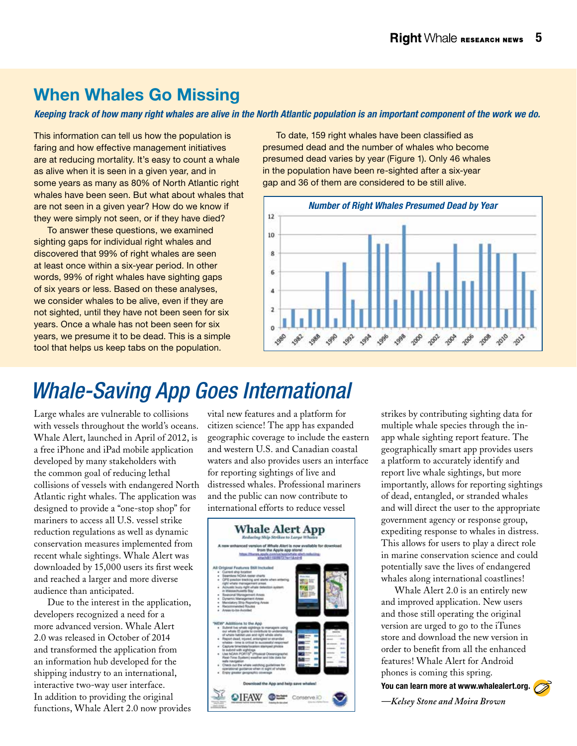## When Whales Go Missing

***Keeping track of how many right whales are alive in the North Atlantic population is an important component of the work we do.***

This information can tell us how the population is faring and how effective management initiatives are at reducing mortality. It's easy to count a whale as alive when it is seen in a given year, and in some years as many as 80% of North Atlantic right whales have been seen. But what about whales that are not seen in a given year? How do we know if they were simply not seen, or if they have died?

To answer these questions, we examined sighting gaps for individual right whales and discovered that 99% of right whales are seen at least once within a six-year period. In other words, 99% of right whales have sighting gaps of six years or less. Based on these analyses, we consider whales to be alive, even if they are not sighted, until they have not been seen for six years. Once a whale has not been seen for six years, we presume it to be dead. This is a simple tool that helps us keep tabs on the population.

To date, 159 right whales have been classified as presumed dead and the number of whales who become presumed dead varies by year (Figure 1). Only 46 whales in the population have been re-sighted after a six-year gap and 36 of them are considered to be still alive.

*Number of Right Whales Presumed Dead by Year*

# *Whale-Saving App Goes International*

Large whales are vulnerable to collisions with vessels throughout the world's oceans. Whale Alert, launched in April of 2012, is a free iPhone and iPad mobile application developed by many stakeholders with the common goal of reducing lethal collisions of vessels with endangered North Atlantic right whales. The application was designed to provide a "one-stop shop" for mariners to access all U.S. vessel strike reduction regulations as well as dynamic conservation measures implemented from recent whale sightings. Whale Alert was downloaded by 15,000 users its first week and reached a larger and more diverse audience than anticipated.

Due to the interest in the application, developers recognized a need for a more advanced version. Whale Alert 2.0 was released in October of 2014 and transformed the application from an information hub developed for the shipping industry to an international, interactive two-way user interface. In addition to providing the original functions, Whale Alert 2.0 now provides vital new features and a platform for citizen science! The app has expanded geographic coverage to include the eastern and western U.S. and Canadian coastal waters and also provides users an interface for reporting sightings of live and distressed whales. Professional mariners and the public can now contribute to international efforts to reduce vessel strikes by contributing sighting data for multiple whale species through the in-app whale sighting report feature. The geographically smart app provides users a platform to accurately identify and report live whale sightings, but more importantly, allows for reporting sightings of dead, entangled, or stranded whales and will direct the user to the appropriate government agency or response group, expediting response to whales in distress. This allows for users to play a direct role in marine conservation science and could potentially save the lives of endangered whales along international coastlines!

Whale Alert 2.0 is an entirely new and improved application. New users and those still operating the original version are urged to go to the iTunes store and download the new version in order to benefit from all the enhanced features! Whale Alert for Android phones is coming this spring.

**You can learn more at www.whalealert.org.**

*—Kelsey Stone and Moira Brown*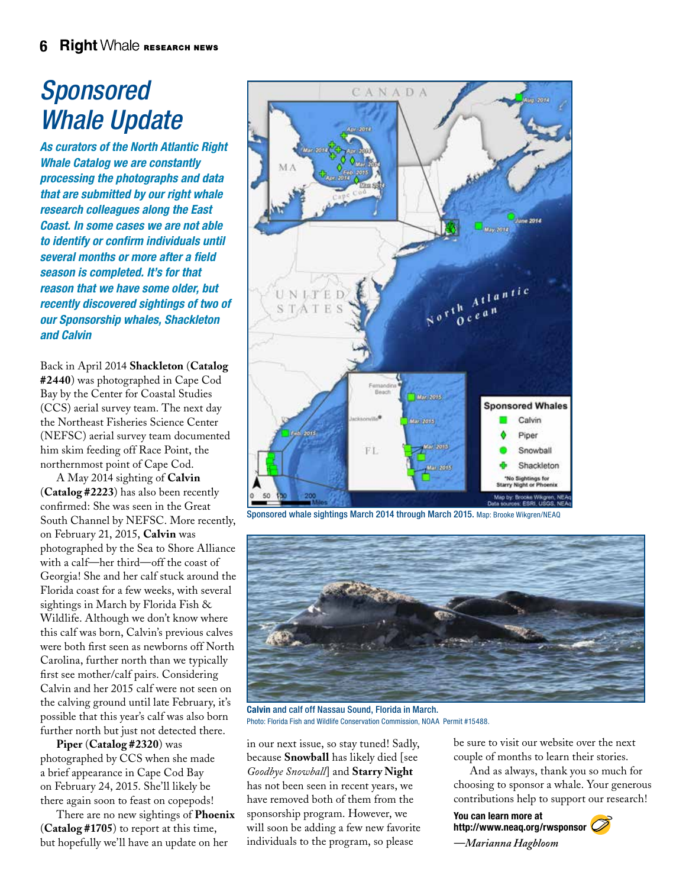# Sponsored Whale Update

***As curators of the North Atlantic Right Whale Catalog we are constantly processing the photographs and data that are submitted by our right whale research colleagues along the East Coast. In some cases we are not able to identify or confirm individuals until several months or more after a field season is completed. It's for that reason that we have some older, but recently discovered sightings of two of our Sponsorship whales, Shackleton and Calvin***

Back in April 2014 **Shackleton** (**Catalog #2440**) was photographed in Cape Cod Bay by the Center for Coastal Studies (CCS) aerial survey team. The next day the Northeast Fisheries Science Center (NEFSC) aerial survey team documented him skim feeding off Race Point, the northernmost point of Cape Cod.

A May 2014 sighting of **Calvin** (**Catalog #2223**) has also been recently confirmed: She was seen in the Great South Channel by NEFSC. More recently, on February 21, 2015, **Calvin** was photographed by the Sea to Shore Alliance with a calf—her third—off the coast of Georgia! She and her calf stuck around the Florida coast for a few weeks, with several sightings in March by Florida Fish & Wildlife. Although we don't know where this calf was born, Calvin's previous calves were both first seen as newborns off North Carolina, further north than we typically first see mother/calf pairs. Considering Calvin and her 2015 calf were not seen on the calving ground until late February, it's possible that this year's calf was also born further north but just not detected there.

**Piper** (**Catalog #2320**) was photographed by CCS when she made a brief appearance in Cape Cod Bay on February 24, 2015. She'll likely be there again soon to feast on copepods!

There are no new sightings of **Phoenix** (**Catalog #1705**) to report at this time, but hopefully we'll have an update on her in our next issue, so stay tuned! Sadly, because **Snowball** has likely died [see *Goodbye Snowball*] and **Starry Night** has not been seen in recent years, we have removed both of them from the sponsorship program. However, we will soon be adding a few new favorite individuals to the program, so please be sure to visit our website over the next couple of months to learn their stories.

And as always, thank you so much for choosing to sponsor a whale. Your generous contributions help to support our research!

**You can learn more at http://www.neaq.org/rwsponsor**

*—Marianna Hagbloom*

Sponsored whale sightings March 2014 through March 2015. Map: Brooke Wikgren/NEAQ

**Calvin and calf off Nassau Sound, Florida in March.**
Photo: Florida Fish and Wildlife Conservation Commission, NOAA Permit #15488.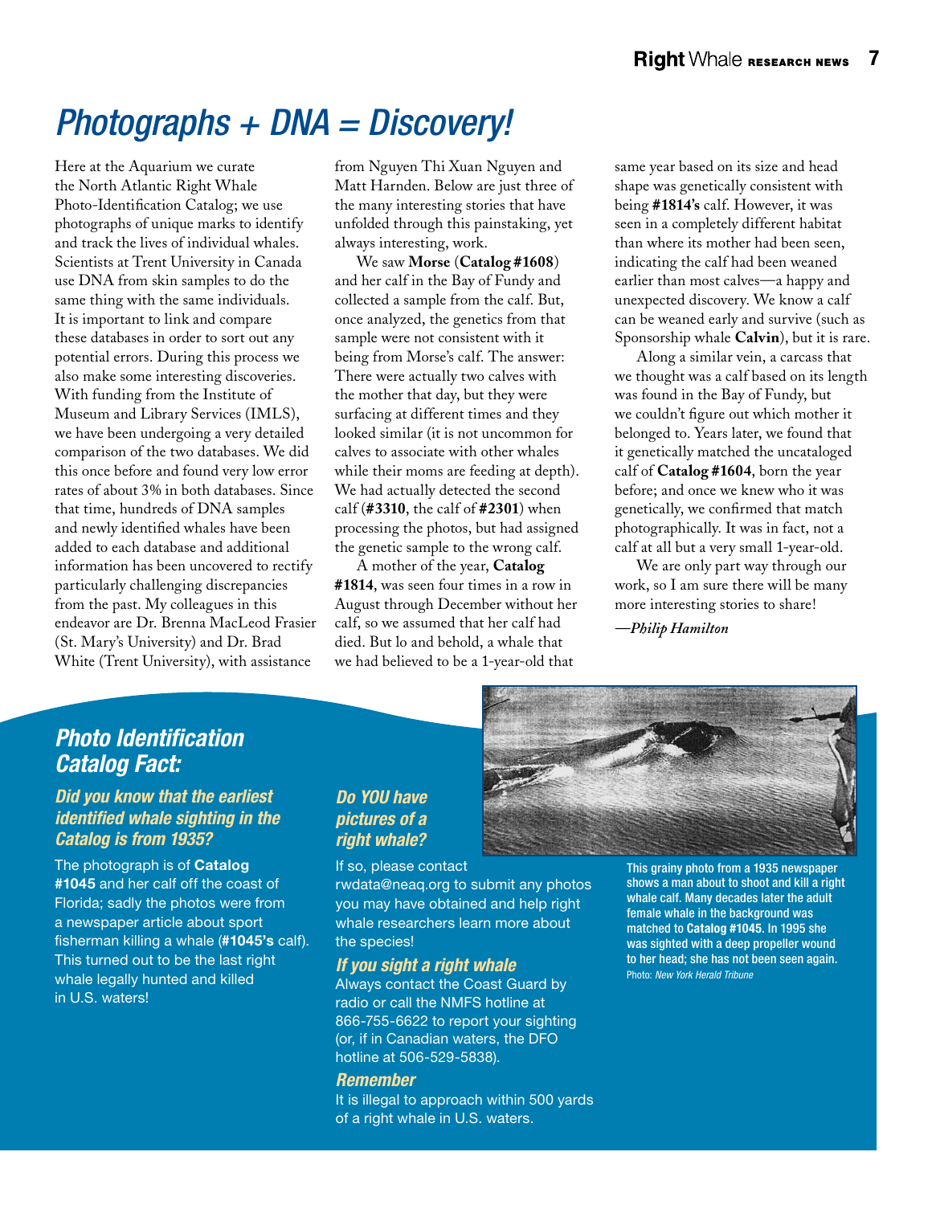# *Photographs + DNA = Discovery!*

Here at the Aquarium we curate the North Atlantic Right Whale Photo-Identification Catalog; we use photographs of unique marks to identify and track the lives of individual whales. Scientists at Trent University in Canada use DNA from skin samples to do the same thing with the same individuals. It is important to link and compare these databases in order to sort out any potential errors. During this process we also make some interesting discoveries. With funding from the Institute of Museum and Library Services (IMLS), we have been undergoing a very detailed comparison of the two databases. We did this once before and found very low error rates of about 3% in both databases. Since that time, hundreds of DNA samples and newly identified whales have been added to each database and additional information has been uncovered to rectify particularly challenging discrepancies from the past. My colleagues in this endeavor are Dr. Brenna MacLeod Frasier (St. Mary's University) and Dr. Brad White (Trent University), with assistance from Nguyen Thi Xuan Nguyen and Matt Harnden. Below are just three of the many interesting stories that have unfolded through this painstaking, yet always interesting, work.

We saw **Morse** (**Catalog #1608**) and her calf in the Bay of Fundy and collected a sample from the calf. But, once analyzed, the genetics from that sample were not consistent with it being from Morse's calf. The answer: There were actually two calves with the mother that day, but they were surfacing at different times and they looked similar (it is not uncommon for calves to associate with other whales while their moms are feeding at depth). We had actually detected the second calf (**#3310**, the calf of **#2301**) when processing the photos, but had assigned the genetic sample to the wrong calf.

A mother of the year, **Catalog #1814**, was seen four times in a row in August through December without her calf, so we assumed that her calf had died. But lo and behold, a whale that we had believed to be a 1-year-old that same year based on its size and head shape was genetically consistent with being **#1814's** calf. However, it was seen in a completely different habitat than where its mother had been seen, indicating the calf had been weaned earlier than most calves—a happy and unexpected discovery. We know a calf can be weaned early and survive (such as Sponsorship whale **Calvin**), but it is rare.

Along a similar vein, a carcass that we thought was a calf based on its length was found in the Bay of Fundy, but we couldn't figure out which mother it belonged to. Years later, we found that it genetically matched the uncataloged calf of **Catalog #1604**, born the year before; and once we knew who it was genetically, we confirmed that match photographically. It was in fact, not a calf at all but a very small 1-year-old.

We are only part way through our work, so I am sure there will be many more interesting stories to share!

*—Philip Hamilton*

## *Photo Identification Catalog Fact:*

### *Did you know that the earliest identified whale sighting in the Catalog is from 1935?*

The photograph is of **Catalog #1045** and her calf off the coast of Florida; sadly the photos were from a newspaper article about sport fisherman killing a whale (**#1045's** calf). This turned out to be the last right whale legally hunted and killed in U.S. waters!

### *Do YOU have pictures of a right whale?*

If so, please contact rwdata@neaq.org to submit any photos you may have obtained and help right whale researchers learn more about the species!

### *If you sight a right whale*

Always contact the Coast Guard by radio or call the NMFS hotline at 866-755-6622 to report your sighting (or, if in Canadian waters, the DFO hotline at 506-529-5838).

### *Remember*

It is illegal to approach within 500 yards of a right whale in U.S. waters.

This grainy photo from a 1935 newspaper shows a man about to shoot and kill a right whale calf. Many decades later the adult female whale in the background was matched to **Catalog #1045**. In 1995 she was sighted with a deep propeller wound to her head; she has not been seen again. Photo: *New York Herald Tribune*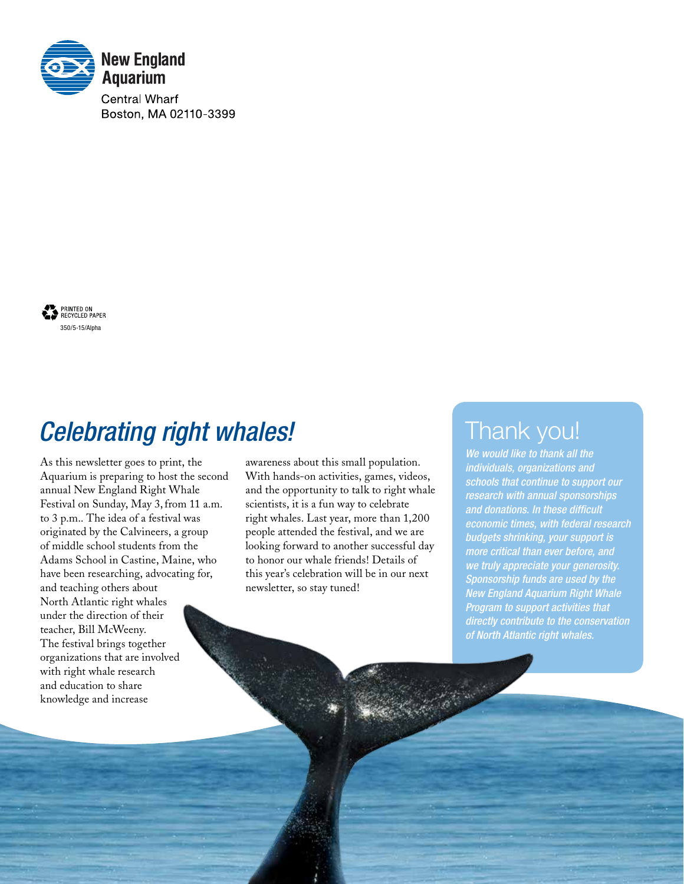**New England Aquarium**

Central Wharf
Boston, MA 02110-3399

PRINTED ON RECYCLED PAPER
350/5-15/Alpha

# *Celebrating right whales!*

As this newsletter goes to print, the Aquarium is preparing to host the second annual New England Right Whale Festival on Sunday, May 3, from 11 a.m. to 3 p.m.. The idea of a festival was originated by the Calvineers, a group of middle school students from the Adams School in Castine, Maine, who have been researching, advocating for, and teaching others about North Atlantic right whales under the direction of their teacher, Bill McWeeny. The festival brings together organizations that are involved with right whale research and education to share knowledge and increase awareness about this small population. With hands-on activities, games, videos, and the opportunity to talk to right whale scientists, it is a fun way to celebrate right whales. Last year, more than 1,200 people attended the festival, and we are looking forward to another successful day to honor our whale friends! Details of this year's celebration will be in our next newsletter, so stay tuned!

## Thank you!

*We would like to thank all the individuals, organizations and schools that continue to support our research with annual sponsorships and donations. In these difficult economic times, with federal research budgets shrinking, your support is more critical than ever before, and we truly appreciate your generosity. Sponsorship funds are used by the New England Aquarium Right Whale Program to support activities that directly contribute to the conservation of North Atlantic right whales.*